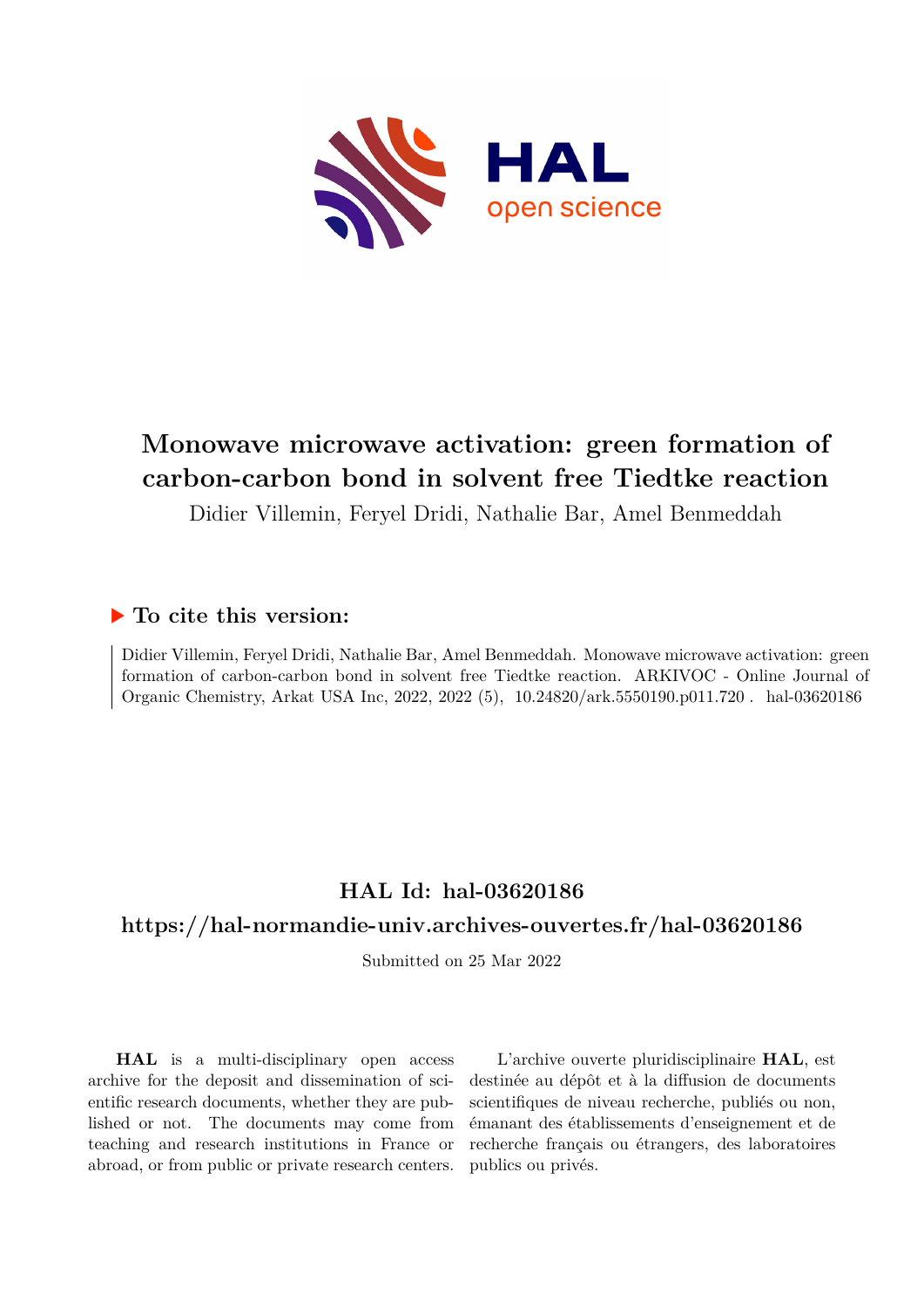# Monowave microwave activation: green formation of carbon-carbon bond in solvent free Tiedtke reaction

Didier Villemin, Feryel Dridi, Nathalie Bar, Amel Benmeddah

## ▶ To cite this version:

Didier Villemin, Feryel Dridi, Nathalie Bar, Amel Benmeddah. Monowave microwave activation: green formation of carbon-carbon bond in solvent free Tiedtke reaction. ARKIVOC - Online Journal of Organic Chemistry, Arkat USA Inc, 2022, 2022 (5), 10.24820/ark.5550190.p011.720 . hal-03620186

## HAL Id: hal-03620186

## https://hal-normandie-univ.archives-ouvertes.fr/hal-03620186

Submitted on 25 Mar 2022

**HAL** is a multi-disciplinary open access archive for the deposit and dissemination of scientific research documents, whether they are published or not. The documents may come from teaching and research institutions in France or abroad, or from public or private research centers.

L'archive ouverte pluridisciplinaire **HAL**, est destinée au dépôt et à la diffusion de documents scientifiques de niveau recherche, publiés ou non, émanant des établissements d'enseignement et de recherche français ou étrangers, des laboratoires publics ou privés.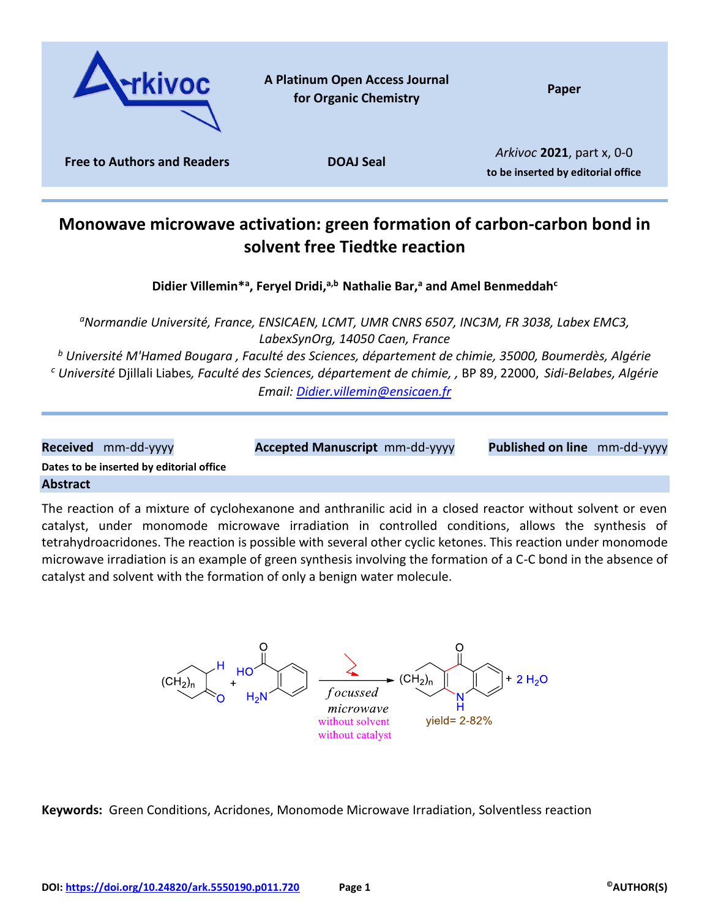# Monowave microwave activation: green formation of carbon-carbon bond in solvent free Tiedtke reaction

**Didier Villemin*[a], Feryel Dridi,[a,b] Nathalie Bar,[a] and Amel Benmeddah[c]**

*[a]Normandie Université, France, ENSICAEN, LCMT, UMR CNRS 6507, INC3M, FR 3038, Labex EMC3, LabexSynOrg, 14050 Caen, France*

*[b] Université M'Hamed Bougara , Faculté des Sciences, département de chimie, 35000, Boumerdès, Algérie*

*[c] Université Djillali Liabes, Faculté des Sciences, département de chimie, , BP 89, 22000, Sidi-Belabes, Algérie*

*Email: Didier.villemin@ensicaen.fr*

**Received** mm-dd-yyyy **Accepted Manuscript** mm-dd-yyyy **Published on line** mm-dd-yyyy

**Dates to be inserted by editorial office**

## Abstract

The reaction of a mixture of cyclohexanone and anthranilic acid in a closed reactor without solvent or even catalyst, under monomode microwave irradiation in controlled conditions, allows the synthesis of tetrahydroacridones. The reaction is possible with several other cyclic ketones. This reaction under monomode microwave irradiation is an example of green synthesis involving the formation of a C-C bond in the absence of catalyst and solvent with the formation of only a benign water molecule.

$(CH_2)_n$ cyclic ketone + anthranilic acid → (focussed microwave, without solvent, without catalyst) → tetrahydroacridone + 2 $H_2O$; yield= 2-82%

**Keywords:** Green Conditions, Acridones, Monomode Microwave Irradiation, Solventless reaction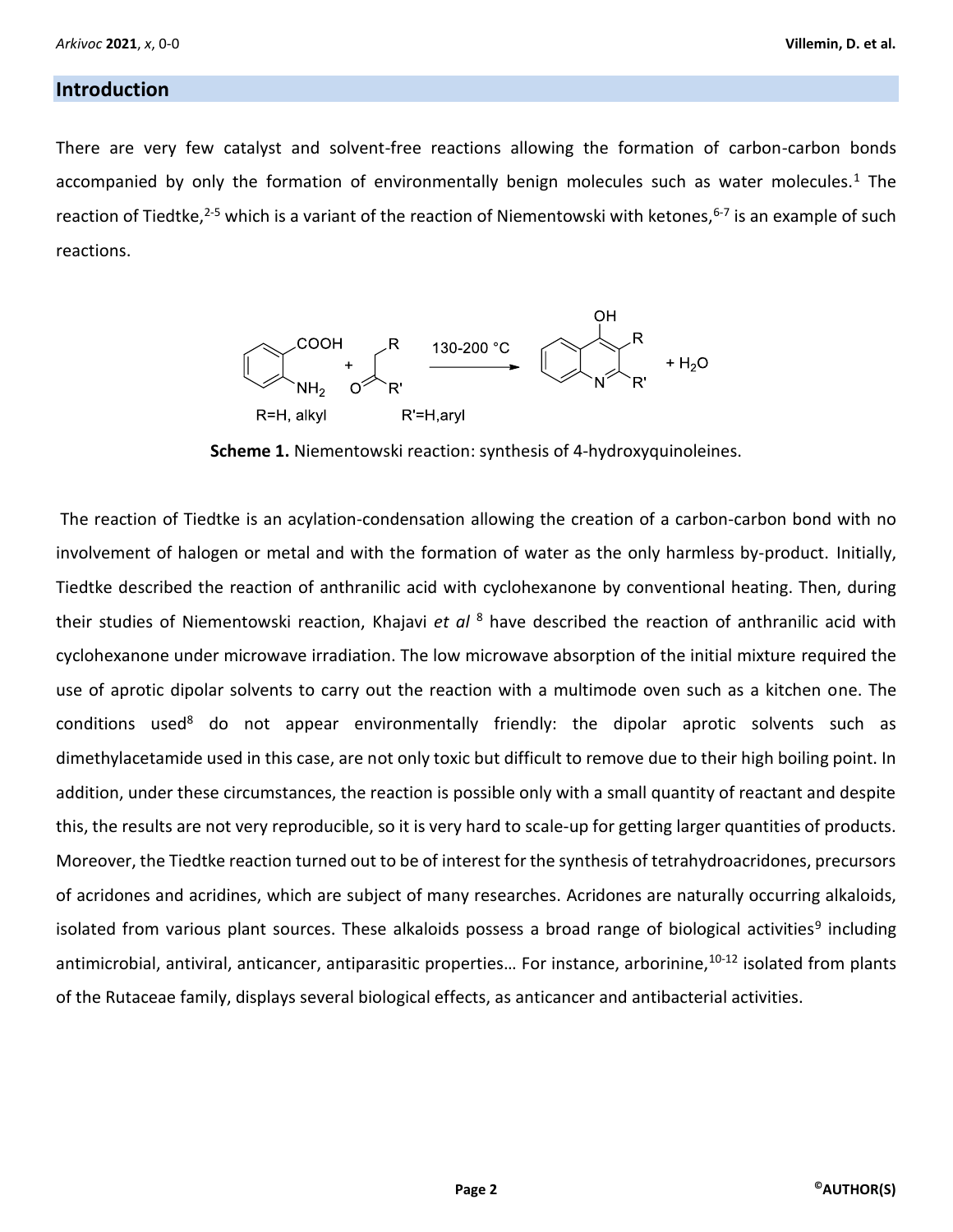## Introduction

There are very few catalyst and solvent-free reactions allowing the formation of carbon-carbon bonds accompanied by only the formation of environmentally benign molecules such as water molecules.[1] The reaction of Tiedtke,[2-5] which is a variant of the reaction of Niementowski with ketones,[6-7] is an example of such reactions.

Scheme 1. Niementowski reaction: synthesis of 4-hydroxyquinoleines.

The reaction of Tiedtke is an acylation-condensation allowing the creation of a carbon-carbon bond with no involvement of halogen or metal and with the formation of water as the only harmless by-product. Initially, Tiedtke described the reaction of anthranilic acid with cyclohexanone by conventional heating. Then, during their studies of Niementowski reaction, Khajavi *et al*[8] have described the reaction of anthranilic acid with cyclohexanone under microwave irradiation. The low microwave absorption of the initial mixture required the use of aprotic dipolar solvents to carry out the reaction with a multimode oven such as a kitchen one. The conditions used[8] do not appear environmentally friendly: the dipolar aprotic solvents such as dimethylacetamide used in this case, are not only toxic but difficult to remove due to their high boiling point. In addition, under these circumstances, the reaction is possible only with a small quantity of reactant and despite this, the results are not very reproducible, so it is very hard to scale-up for getting larger quantities of products. Moreover, the Tiedtke reaction turned out to be of interest for the synthesis of tetrahydroacridones, precursors of acridones and acridines, which are subject of many researches. Acridones are naturally occurring alkaloids, isolated from various plant sources. These alkaloids possess a broad range of biological activities[9] including antimicrobial, antiviral, anticancer, antiparasitic properties… For instance, arborinine,[10-12] isolated from plants of the Rutaceae family, displays several biological effects, as anticancer and antibacterial activities.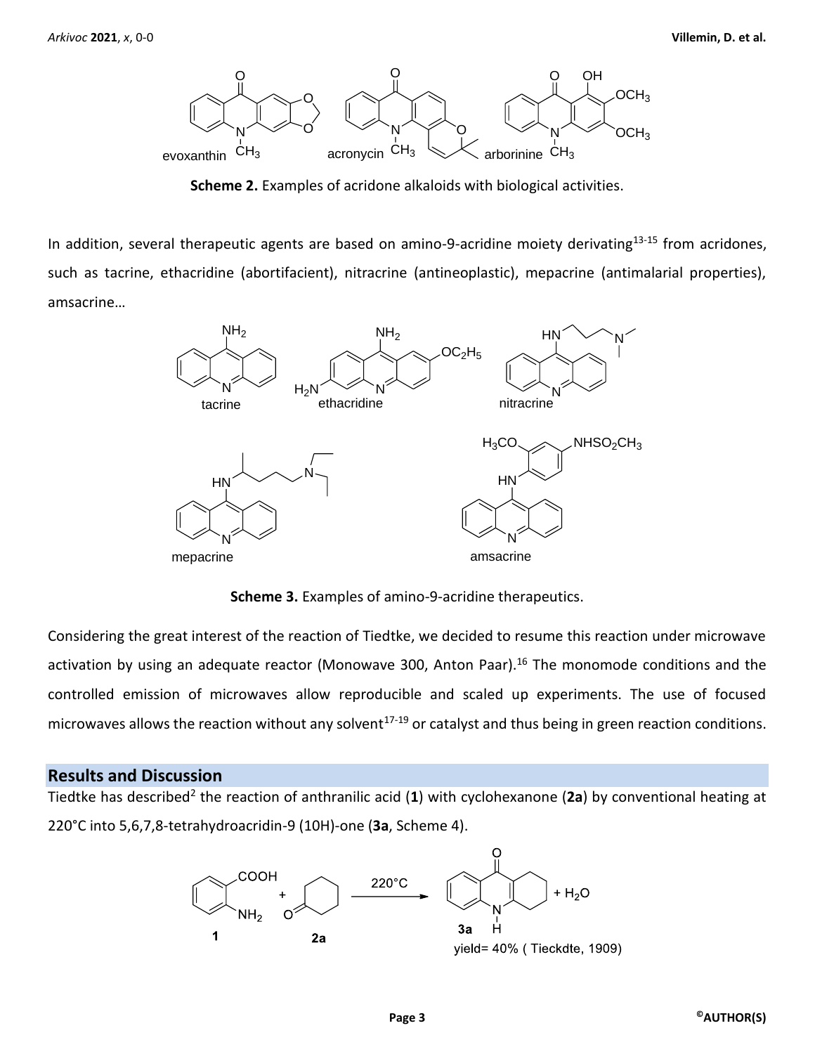Scheme 2. Examples of acridone alkaloids with biological activities.

In addition, several therapeutic agents are based on amino-9-acridine moiety derivating[13-15] from acridones, such as tacrine, ethacridine (abortifacient), nitracrine (antineoplastic), mepacrine (antimalarial properties), amsacrine…

Scheme 3. Examples of amino-9-acridine therapeutics.

Considering the great interest of the reaction of Tiedtke, we decided to resume this reaction under microwave activation by using an adequate reactor (Monowave 300, Anton Paar).[16] The monomode conditions and the controlled emission of microwaves allow reproducible and scaled up experiments. The use of focused microwaves allows the reaction without any solvent[17-19] or catalyst and thus being in green reaction conditions.

## Results and Discussion

Tiedtke has described[2] the reaction of anthranilic acid (**1**) with cyclohexanone (**2a**) by conventional heating at 220°C into 5,6,7,8-tetrahydroacridin-9 (10H)-one (**3a**, Scheme 4).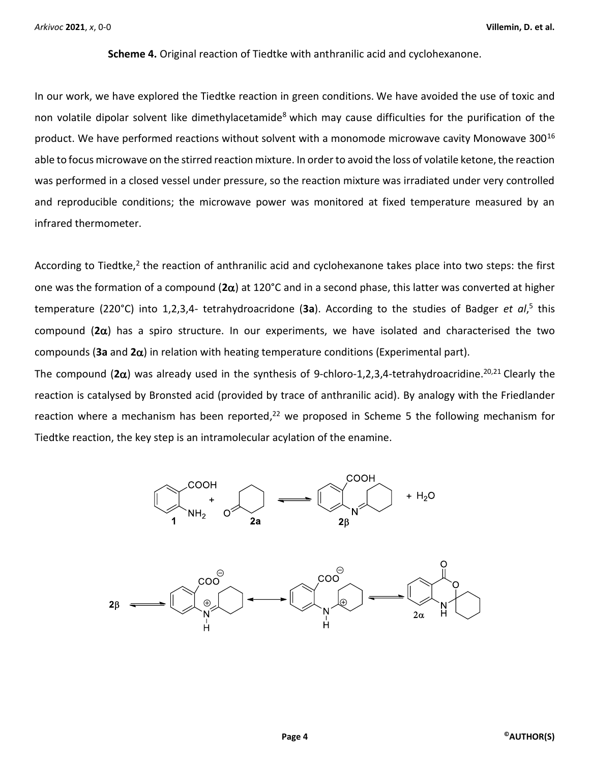**Scheme 4.** Original reaction of Tiedtke with anthranilic acid and cyclohexanone.

In our work, we have explored the Tiedtke reaction in green conditions. We have avoided the use of toxic and non volatile dipolar solvent like dimethylacetamide[8] which may cause difficulties for the purification of the product. We have performed reactions without solvent with a monomode microwave cavity Monowave 300[16] able to focus microwave on the stirred reaction mixture. In order to avoid the loss of volatile ketone, the reaction was performed in a closed vessel under pressure, so the reaction mixture was irradiated under very controlled and reproducible conditions; the microwave power was monitored at fixed temperature measured by an infrared thermometer.

According to Tiedtke,[2] the reaction of anthranilic acid and cyclohexanone takes place into two steps: the first one was the formation of a compound (**2α**) at 120°C and in a second phase, this latter was converted at higher temperature (220°C) into 1,2,3,4- tetrahydroacridone (**3a**). According to the studies of Badger *et al*,[5] this compound (**2α**) has a spiro structure. In our experiments, we have isolated and characterised the two compounds (**3a** and **2α**) in relation with heating temperature conditions (Experimental part).

The compound (**2α**) was already used in the synthesis of 9-chloro-1,2,3,4-tetrahydroacridine.[20,21] Clearly the reaction is catalysed by Bronsted acid (provided by trace of anthranilic acid). By analogy with the Friedlander reaction where a mechanism has been reported,[22] we proposed in Scheme 5 the following mechanism for Tiedtke reaction, the key step is an intramolecular acylation of the enamine.

**1** + **2a** ⇌ **2β** + $H_2O$

**2β** ⇌ [iminium carboxylate] ⟷ [carbocation carboxylate] ⇌ **2α**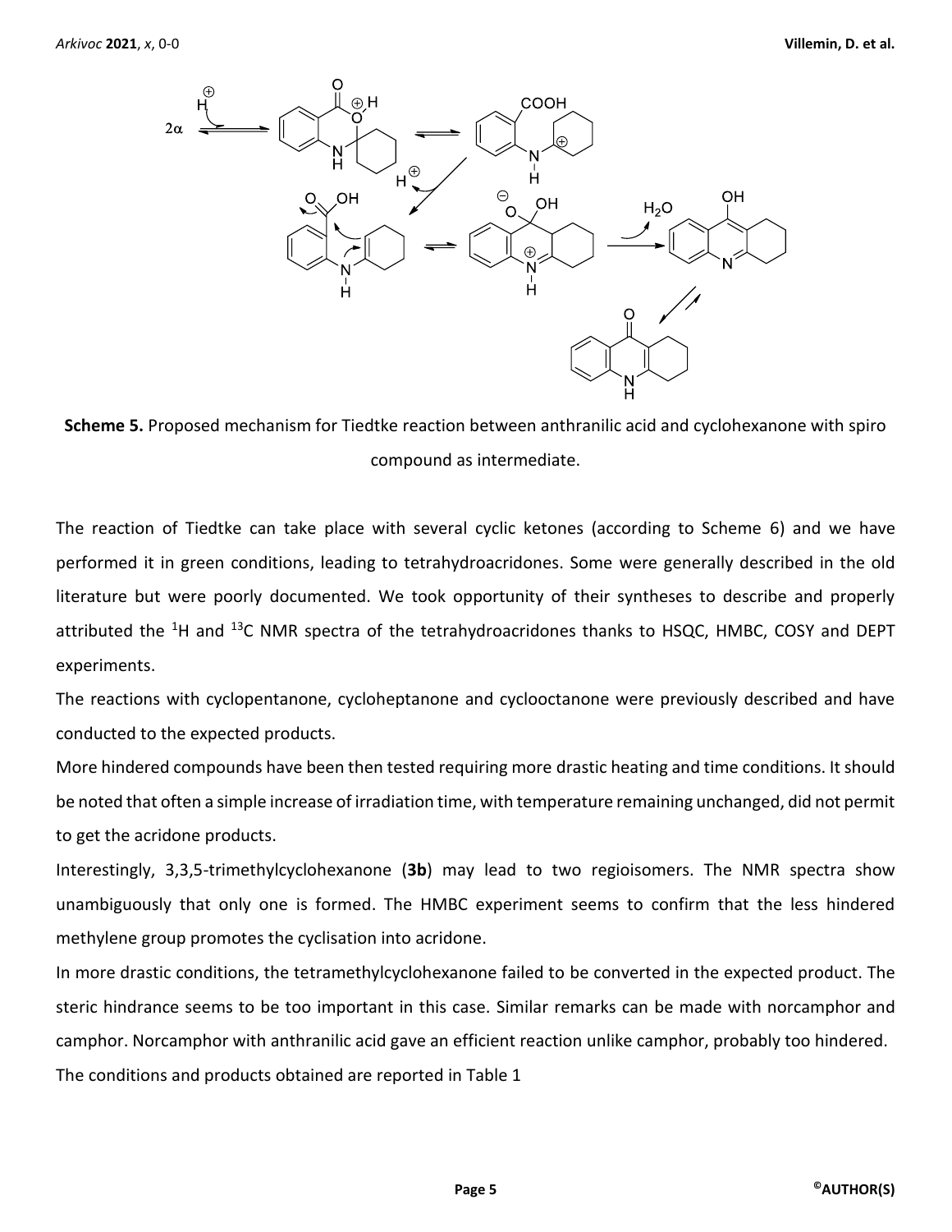**Scheme 5.** Proposed mechanism for Tiedtke reaction between anthranilic acid and cyclohexanone with spiro compound as intermediate.

The reaction of Tiedtke can take place with several cyclic ketones (according to Scheme 6) and we have performed it in green conditions, leading to tetrahydroacridones. Some were generally described in the old literature but were poorly documented. We took opportunity of their syntheses to describe and properly attributed the $^{1}$H and $^{13}$C NMR spectra of the tetrahydroacridones thanks to HSQC, HMBC, COSY and DEPT experiments.

The reactions with cyclopentanone, cycloheptanone and cyclooctanone were previously described and have conducted to the expected products.

More hindered compounds have been then tested requiring more drastic heating and time conditions. It should be noted that often a simple increase of irradiation time, with temperature remaining unchanged, did not permit to get the acridone products.

Interestingly, 3,3,5-trimethylcyclohexanone (**3b**) may lead to two regioisomers. The NMR spectra show unambiguously that only one is formed. The HMBC experiment seems to confirm that the less hindered methylene group promotes the cyclisation into acridone.

In more drastic conditions, the tetramethylcyclohexanone failed to be converted in the expected product. The steric hindrance seems to be too important in this case. Similar remarks can be made with norcamphor and camphor. Norcamphor with anthranilic acid gave an efficient reaction unlike camphor, probably too hindered.

The conditions and products obtained are reported in Table 1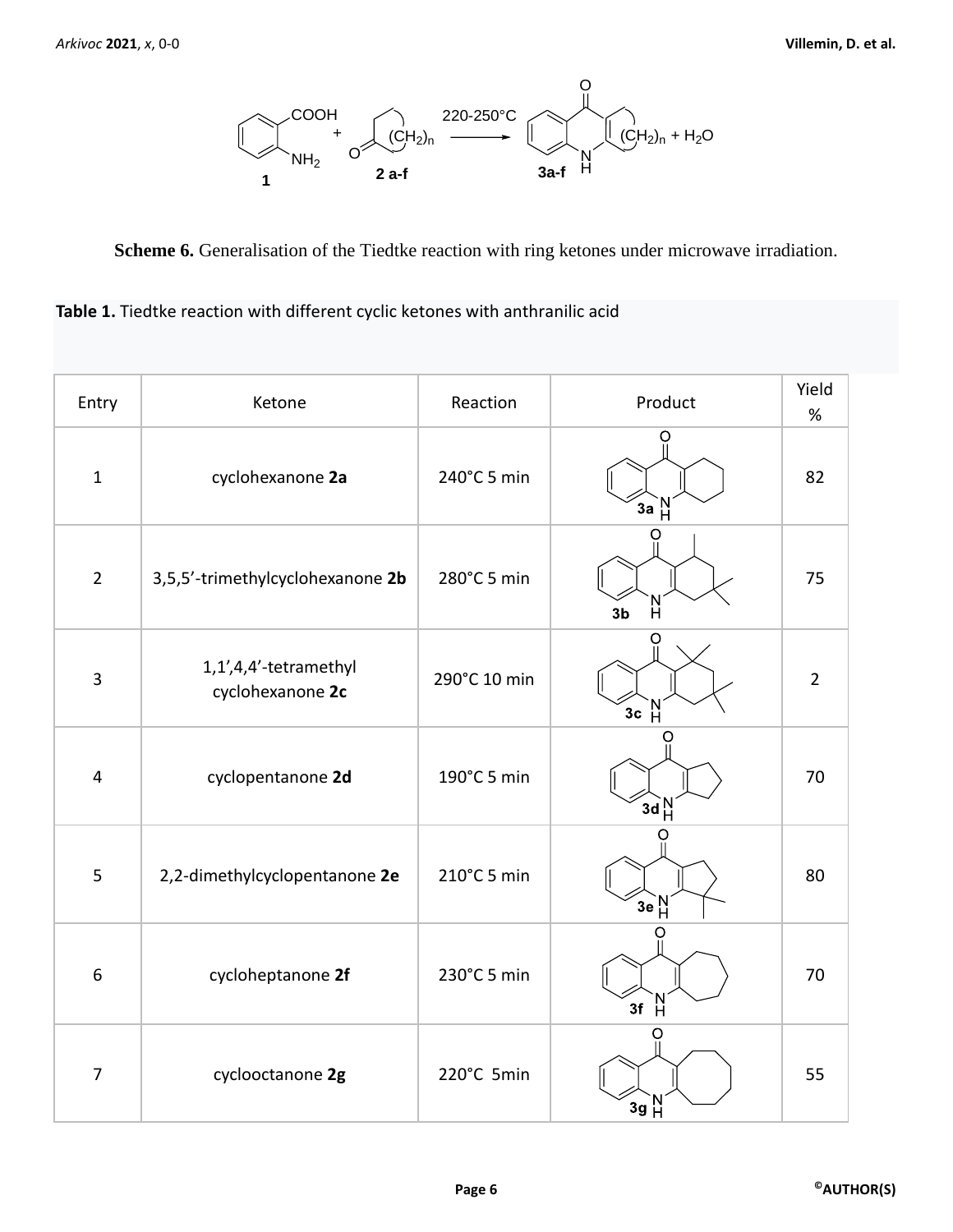Scheme 6. Generalisation of the Tiedtke reaction with ring ketones under microwave irradiation.

**Table 1.** Tiedtke reaction with different cyclic ketones with anthranilic acid

| Entry | Ketone | Reaction | Product | Yield % |
|---|---|---|---|---|
| 1 | cyclohexanone **2a** | 240°C 5 min | 3a | 82 |
| 2 | 3,5,5'-trimethylcyclohexanone **2b** | 280°C 5 min | 3b | 75 |
| 3 | 1,1',4,4'-tetramethyl cyclohexanone **2c** | 290°C 10 min | 3c | 2 |
| 4 | cyclopentanone **2d** | 190°C 5 min | 3d | 70 |
| 5 | 2,2-dimethylcyclopentanone **2e** | 210°C 5 min | 3e | 80 |
| 6 | cycloheptanone **2f** | 230°C 5 min | 3f | 70 |
| 7 | cyclooctanone **2g** | 220°C 5min | 3g | 55 |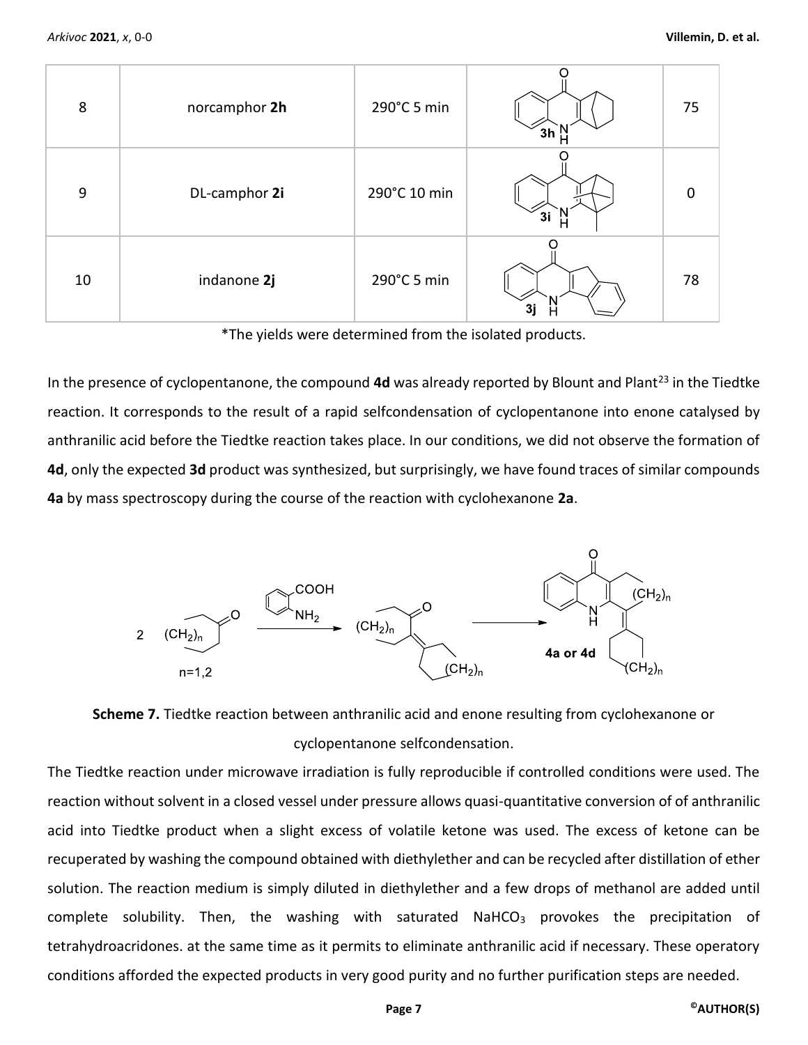| 8 | norcamphor **2h** | 290°C 5 min | 3h | 75 |
|---|---|---|---|---|
| 9 | DL-camphor **2i** | 290°C 10 min | 3i | 0 |
| 10 | indanone **2j** | 290°C 5 min | 3j | 78 |

*The yields were determined from the isolated products.

In the presence of cyclopentanone, the compound **4d** was already reported by Blount and Plant[23] in the Tiedtke reaction. It corresponds to the result of a rapid selfcondensation of cyclopentanone into enone catalysed by anthranilic acid before the Tiedtke reaction takes place. In our conditions, we did not observe the formation of **4d**, only the expected **3d** product was synthesized, but surprisingly, we have found traces of similar compounds **4a** by mass spectroscopy during the course of the reaction with cyclohexanone **2a**.

**Scheme 7.** Tiedtke reaction between anthranilic acid and enone resulting from cyclohexanone or cyclopentanone selfcondensation.

The Tiedtke reaction under microwave irradiation is fully reproducible if controlled conditions were used. The reaction without solvent in a closed vessel under pressure allows quasi-quantitative conversion of of anthranilic acid into Tiedtke product when a slight excess of volatile ketone was used. The excess of ketone can be recuperated by washing the compound obtained with diethylether and can be recycled after distillation of ether solution. The reaction medium is simply diluted in diethylether and a few drops of methanol are added until complete solubility. Then, the washing with saturated $NaHCO_3$ provokes the precipitation of tetrahydroacridones. at the same time as it permits to eliminate anthranilic acid if necessary. These operatory conditions afforded the expected products in very good purity and no further purification steps are needed.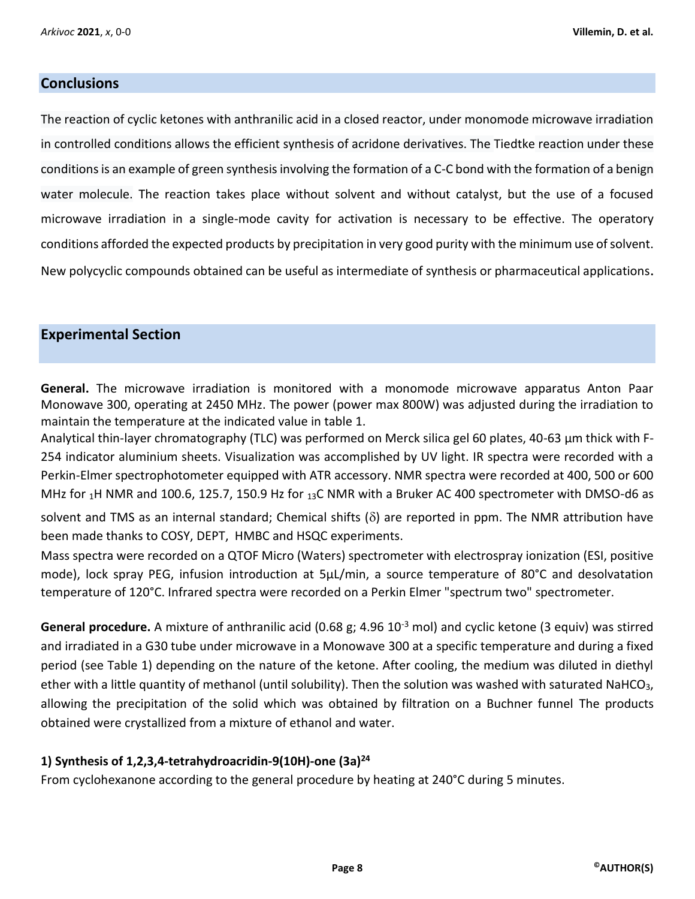## Conclusions

The reaction of cyclic ketones with anthranilic acid in a closed reactor, under monomode microwave irradiation in controlled conditions allows the efficient synthesis of acridone derivatives. The Tiedtke reaction under these conditions is an example of green synthesis involving the formation of a C-C bond with the formation of a benign water molecule. The reaction takes place without solvent and without catalyst, but the use of a focused microwave irradiation in a single-mode cavity for activation is necessary to be effective. The operatory conditions afforded the expected products by precipitation in very good purity with the minimum use of solvent. New polycyclic compounds obtained can be useful as intermediate of synthesis or pharmaceutical applications.

## Experimental Section

**General.** The microwave irradiation is monitored with a monomode microwave apparatus Anton Paar Monowave 300, operating at 2450 MHz. The power (power max 800W) was adjusted during the irradiation to maintain the temperature at the indicated value in table 1.
Analytical thin-layer chromatography (TLC) was performed on Merck silica gel 60 plates, 40-63 µm thick with F-254 indicator aluminium sheets. Visualization was accomplished by UV light. IR spectra were recorded with a Perkin-Elmer spectrophotometer equipped with ATR accessory. NMR spectra were recorded at 400, 500 or 600 MHz for $_1$H NMR and 100.6, 125.7, 150.9 Hz for $_{13}$C NMR with a Bruker AC 400 spectrometer with DMSO-d6 as solvent and TMS as an internal standard; Chemical shifts ($\delta$) are reported in ppm. The NMR attribution have been made thanks to COSY, DEPT, HMBC and HSQC experiments.
Mass spectra were recorded on a QTOF Micro (Waters) spectrometer with electrospray ionization (ESI, positive mode), lock spray PEG, infusion introduction at 5µL/min, a source temperature of 80°C and desolvatation temperature of 120°C. Infrared spectra were recorded on a Perkin Elmer "spectrum two" spectrometer.

**General procedure.** A mixture of anthranilic acid (0.68 g; 4.96 $10^{-3}$ mol) and cyclic ketone (3 equiv) was stirred and irradiated in a G30 tube under microwave in a Monowave 300 at a specific temperature and during a fixed period (see Table 1) depending on the nature of the ketone. After cooling, the medium was diluted in diethyl ether with a little quantity of methanol (until solubility). Then the solution was washed with saturated $NaHCO_3$, allowing the precipitation of the solid which was obtained by filtration on a Buchner funnel The products obtained were crystallized from a mixture of ethanol and water.

### 1) Synthesis of 1,2,3,4-tetrahydroacridin-9(10H)-one (3a)[24]

From cyclohexanone according to the general procedure by heating at 240°C during 5 minutes.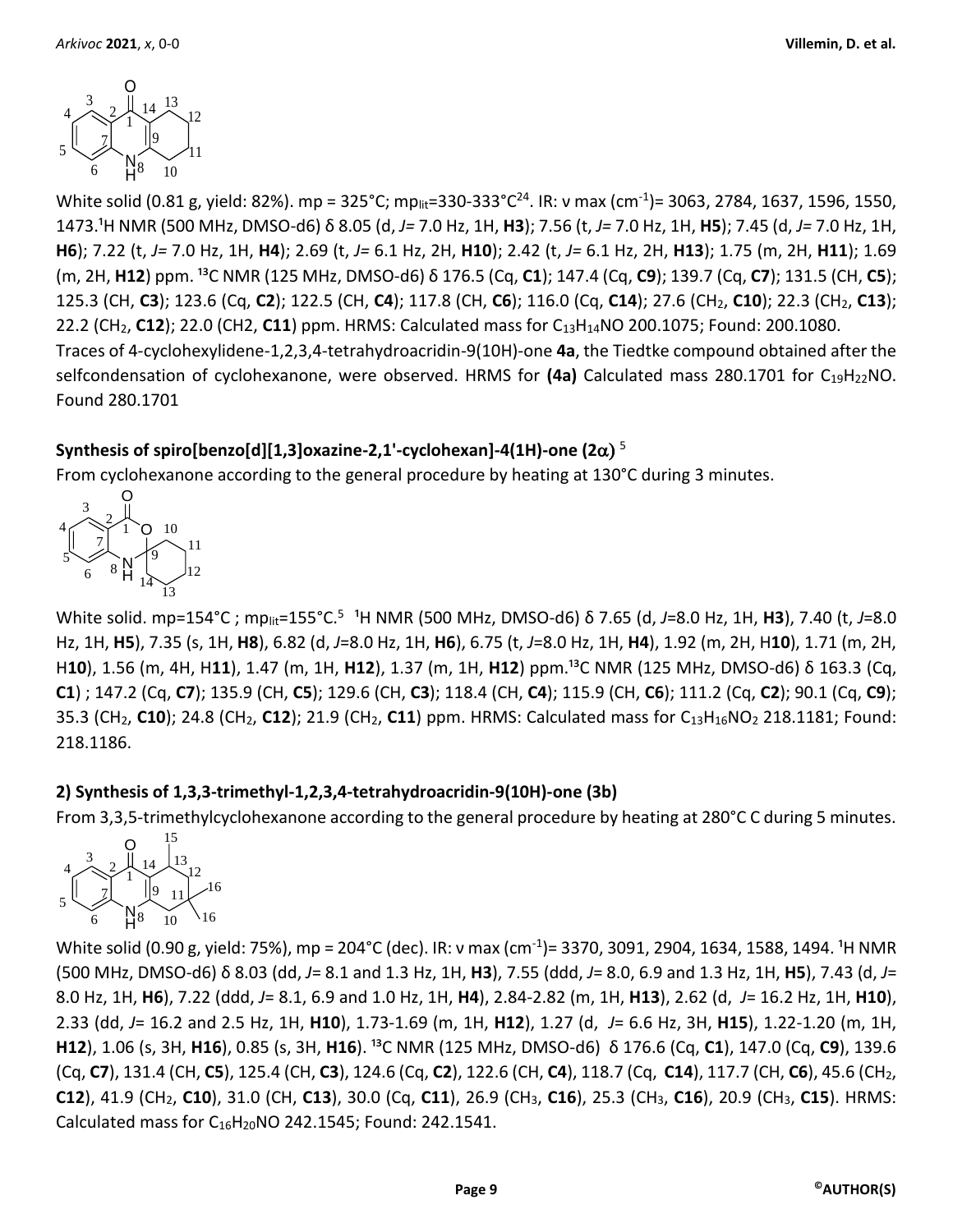White solid (0.81 g, yield: 82%). mp = 325°C; mp$_{lit}$=330-333°C[24]. IR: ν max (cm$^{-1}$)= 3063, 2784, 1637, 1596, 1550, 1473.$^1$H NMR (500 MHz, DMSO-d6) δ 8.05 (d, *J*= 7.0 Hz, 1H, **H3**); 7.56 (t, *J*= 7.0 Hz, 1H, **H5**); 7.45 (d, *J*= 7.0 Hz, 1H, **H6**); 7.22 (t, *J*= 7.0 Hz, 1H, **H4**); 2.69 (t, *J*= 6.1 Hz, 2H, **H10**); 2.42 (t, *J*= 6.1 Hz, 2H, **H13**); 1.75 (m, 2H, **H11**); 1.69 (m, 2H, **H12**) ppm. $^{13}$C NMR (125 MHz, DMSO-d6) δ 176.5 (Cq, **C1**); 147.4 (Cq, **C9**); 139.7 (Cq, **C7**); 131.5 (CH, **C5**); 125.3 (CH, **C3**); 123.6 (Cq, **C2**); 122.5 (CH, **C4**); 117.8 (CH, **C6**); 116.0 (Cq, **C14**); 27.6 (CH$_2$, **C10**); 22.3 (CH$_2$, **C13**); 22.2 (CH$_2$, **C12**); 22.0 (CH2, **C11**) ppm. HRMS: Calculated mass for $C_{13}H_{14}NO$ 200.1075; Found: 200.1080.

Traces of 4-cyclohexylidene-1,2,3,4-tetrahydroacridin-9(10H)-one **4a**, the Tiedtke compound obtained after the selfcondensation of cyclohexanone, were observed. HRMS for **(4a)** Calculated mass 280.1701 for $C_{19}H_{22}NO$. Found 280.1701

### Synthesis of spiro[benzo[d][1,3]oxazine-2,1'-cyclohexan]-4(1H)-one (2α) [5]

From cyclohexanone according to the general procedure by heating at 130°C during 3 minutes.

White solid. mp=154°C ; mp$_{lit}$=155°C.[5] $^1$H NMR (500 MHz, DMSO-d6) δ 7.65 (d, *J*=8.0 Hz, 1H, **H3**), 7.40 (t, *J*=8.0 Hz, 1H, **H5**), 7.35 (s, 1H, **H8**), 6.82 (d, *J*=8.0 Hz, 1H, **H6**), 6.75 (t, *J*=8.0 Hz, 1H, **H4**), 1.92 (m, 2H, H**10**), 1.71 (m, 2H, H**10**), 1.56 (m, 4H, H**11**), 1.47 (m, 1H, **H12**), 1.37 (m, 1H, **H12**) ppm.$^{13}$C NMR (125 MHz, DMSO-d6) δ 163.3 (Cq, **C1**) ; 147.2 (Cq, **C7**); 135.9 (CH, **C5**); 129.6 (CH, **C3**); 118.4 (CH, **C4**); 115.9 (CH, **C6**); 111.2 (Cq, **C2**); 90.1 (Cq, **C9**); 35.3 (CH$_2$, **C10**); 24.8 (CH$_2$, **C12**); 21.9 (CH$_2$, **C11**) ppm. HRMS: Calculated mass for $C_{13}H_{16}NO_2$ 218.1181; Found: 218.1186.

### 2) Synthesis of 1,3,3-trimethyl-1,2,3,4-tetrahydroacridin-9(10H)-one (3b)

From 3,3,5-trimethylcyclohexanone according to the general procedure by heating at 280°C C during 5 minutes.

White solid (0.90 g, yield: 75%), mp = 204°C (dec). IR: ν max (cm$^{-1}$)= 3370, 3091, 2904, 1634, 1588, 1494. $^1$H NMR (500 MHz, DMSO-d6) δ 8.03 (dd, *J*= 8.1 and 1.3 Hz, 1H, **H3**), 7.55 (ddd, *J*= 8.0, 6.9 and 1.3 Hz, 1H, **H5**), 7.43 (d, *J*= 8.0 Hz, 1H, **H6**), 7.22 (ddd, *J*= 8.1, 6.9 and 1.0 Hz, 1H, **H4**), 2.84-2.82 (m, 1H, **H13**), 2.62 (d, *J*= 16.2 Hz, 1H, **H10**), 2.33 (dd, *J*= 16.2 and 2.5 Hz, 1H, **H10**), 1.73-1.69 (m, 1H, **H12**), 1.27 (d, *J*= 6.6 Hz, 3H, **H15**), 1.22-1.20 (m, 1H, **H12**), 1.06 (s, 3H, **H16**), 0.85 (s, 3H, **H16**). $^{13}$C NMR (125 MHz, DMSO-d6) δ 176.6 (Cq, **C1**), 147.0 (Cq, **C9**), 139.6 (Cq, **C7**), 131.4 (CH, **C5**), 125.4 (CH, **C3**), 124.6 (Cq, **C2**), 122.6 (CH, **C4**), 118.7 (Cq, **C14**), 117.7 (CH, **C6**), 45.6 (CH$_2$, **C12**), 41.9 (CH$_2$, **C10**), 31.0 (CH, **C13**), 30.0 (Cq, **C11**), 26.9 (CH$_3$, **C16**), 25.3 (CH$_3$, **C16**), 20.9 (CH$_3$, **C15**). HRMS: Calculated mass for $C_{16}H_{20}NO$ 242.1545; Found: 242.1541.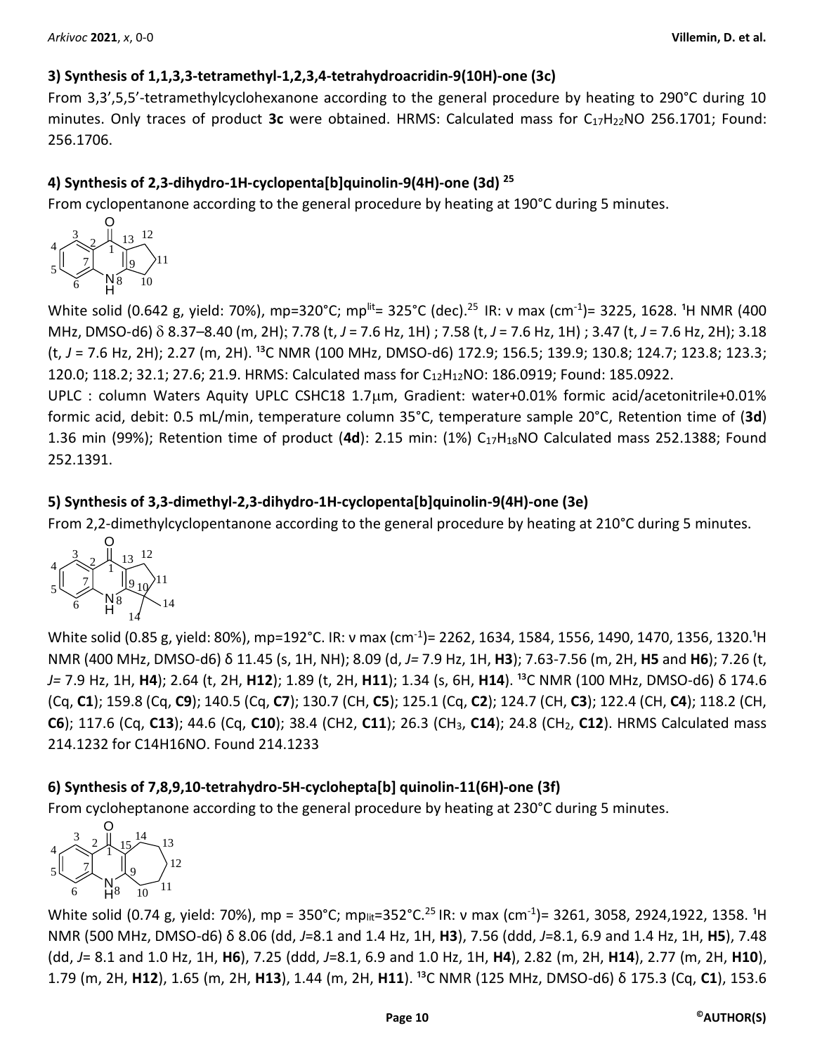### 3) Synthesis of 1,1,3,3-tetramethyl-1,2,3,4-tetrahydroacridin-9(10H)-one (3c)

From 3,3',5,5'-tetramethylcyclohexanone according to the general procedure by heating to 290°C during 10 minutes. Only traces of product **3c** were obtained. HRMS: Calculated mass for $C_{17}H_{22}NO$ 256.1701; Found: 256.1706.

### 4) Synthesis of 2,3-dihydro-1H-cyclopenta[b]quinolin-9(4H)-one (3d) [25]

From cyclopentanone according to the general procedure by heating at 190°C during 5 minutes.

White solid (0.642 g, yield: 70%), mp=320°C; mp[lit]= 325°C (dec).[25] IR: ν max (cm$^{-1}$)= 3225, 1628. ¹H NMR (400 MHz, DMSO-d6) δ 8.37–8.40 (m, 2H); 7.78 (t, *J* = 7.6 Hz, 1H) ; 7.58 (t, *J* = 7.6 Hz, 1H) ; 3.47 (t, *J* = 7.6 Hz, 2H); 3.18 (t, *J* = 7.6 Hz, 2H); 2.27 (m, 2H). ¹³C NMR (100 MHz, DMSO-d6) 172.9; 156.5; 139.9; 130.8; 124.7; 123.8; 123.3; 120.0; 118.2; 32.1; 27.6; 21.9. HRMS: Calculated mass for $C_{12}H_{12}NO$: 186.0919; Found: 185.0922.

UPLC : column Waters Aquity UPLC CSHC18 1.7μm, Gradient: water+0.01% formic acid/acetonitrile+0.01% formic acid, debit: 0.5 mL/min, temperature column 35°C, temperature sample 20°C, Retention time of (**3d**) 1.36 min (99%); Retention time of product (**4d**): 2.15 min: (1%) $C_{17}H_{18}NO$ Calculated mass 252.1388; Found 252.1391.

### 5) Synthesis of 3,3-dimethyl-2,3-dihydro-1H-cyclopenta[b]quinolin-9(4H)-one (3e)

From 2,2-dimethylcyclopentanone according to the general procedure by heating at 210°C during 5 minutes.

White solid (0.85 g, yield: 80%), mp=192°C. IR: ν max (cm$^{-1}$)= 2262, 1634, 1584, 1556, 1490, 1470, 1356, 1320.¹H NMR (400 MHz, DMSO-d6) δ 11.45 (s, 1H, NH); 8.09 (d, *J*= 7.9 Hz, 1H, **H3**); 7.63-7.56 (m, 2H, **H5** and **H6**); 7.26 (t, *J*= 7.9 Hz, 1H, **H4**); 2.64 (t, 2H, **H12**); 1.89 (t, 2H, **H11**); 1.34 (s, 6H, **H14**). ¹³C NMR (100 MHz, DMSO-d6) δ 174.6 (Cq, **C1**); 159.8 (Cq, **C9**); 140.5 (Cq, **C7**); 130.7 (CH, **C5**); 125.1 (Cq, **C2**); 124.7 (CH, **C3**); 122.4 (CH, **C4**); 118.2 (CH, **C6**); 117.6 (Cq, **C13**); 44.6 (Cq, **C10**); 38.4 (CH2, **C11**); 26.3 ($CH_3$, **C14**); 24.8 ($CH_2$, **C12**). HRMS Calculated mass 214.1232 for C14H16NO. Found 214.1233

### 6) Synthesis of 7,8,9,10-tetrahydro-5H-cyclohepta[b] quinolin-11(6H)-one (3f)

From cycloheptanone according to the general procedure by heating at 230°C during 5 minutes.

White solid (0.74 g, yield: 70%), mp = 350°C; mp[lit]=352°C.[25] IR: ν max (cm$^{-1}$)= 3261, 3058, 2924,1922, 1358. ¹H NMR (500 MHz, DMSO-d6) δ 8.06 (dd, *J*=8.1 and 1.4 Hz, 1H, **H3**), 7.56 (ddd, *J*=8.1, 6.9 and 1.4 Hz, 1H, **H5**), 7.48 (dd, *J*= 8.1 and 1.0 Hz, 1H, **H6**), 7.25 (ddd, *J*=8.1, 6.9 and 1.0 Hz, 1H, **H4**), 2.82 (m, 2H, **H14**), 2.77 (m, 2H, **H10**), 1.79 (m, 2H, **H12**), 1.65 (m, 2H, **H13**), 1.44 (m, 2H, **H11**). ¹³C NMR (125 MHz, DMSO-d6) δ 175.3 (Cq, **C1**), 153.6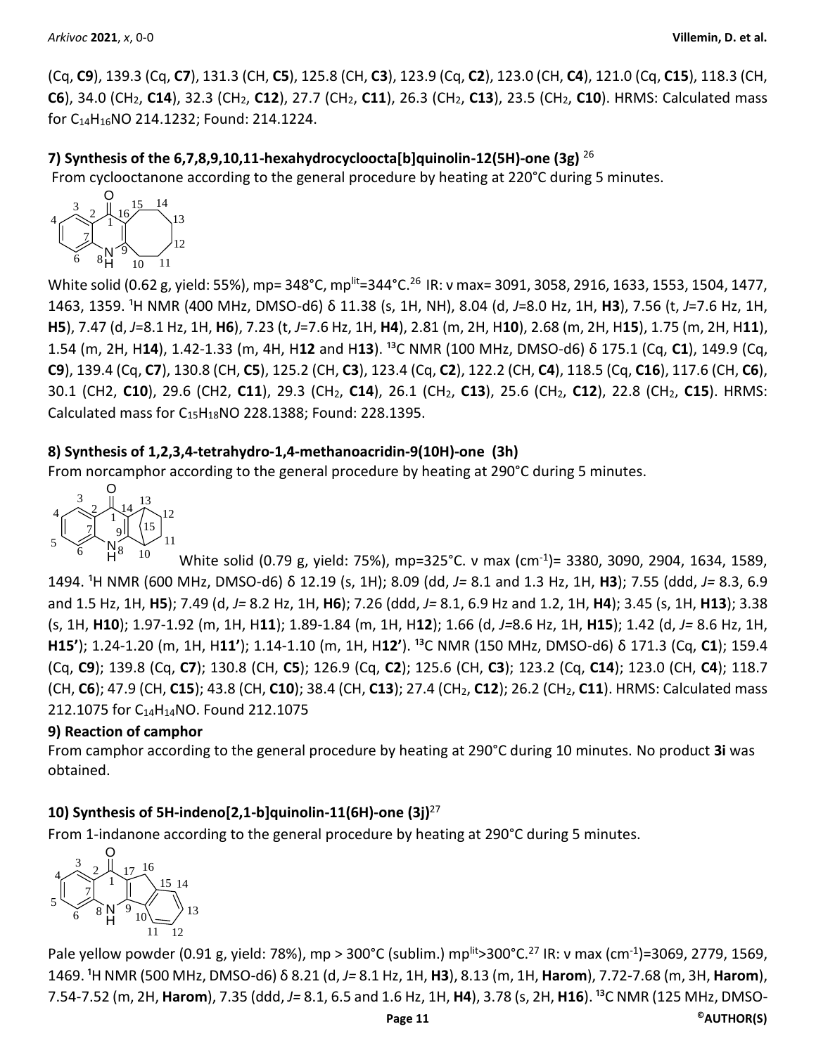(Cq, **C9**), 139.3 (Cq, **C7**), 131.3 (CH, **C5**), 125.8 (CH, **C3**), 123.9 (Cq, **C2**), 123.0 (CH, **C4**), 121.0 (Cq, **C15**), 118.3 (CH, **C6**), 34.0 ($CH_2$, **C14**), 32.3 ($CH_2$, **C12**), 27.7 ($CH_2$, **C11**), 26.3 ($CH_2$, **C13**), 23.5 ($CH_2$, **C10**). HRMS: Calculated mass for $C_{14}H_{16}NO$ 214.1232; Found: 214.1224.

### 7) Synthesis of the 6,7,8,9,10,11-hexahydrocycloocta[b]quinolin-12(5H)-one (3g) [26]

From cyclooctanone according to the general procedure by heating at 220°C during 5 minutes.

White solid (0.62 g, yield: 55%), mp= 348°C, mp$^{lit}$=344°C.[26] IR: ν max= 3091, 3058, 2916, 1633, 1553, 1504, 1477, 1463, 1359. ¹H NMR (400 MHz, DMSO-d6) δ 11.38 (s, 1H, NH), 8.04 (d, *J*=8.0 Hz, 1H, **H3**), 7.56 (t, *J*=7.6 Hz, 1H, **H5**), 7.47 (d, *J*=8.1 Hz, 1H, **H6**), 7.23 (t, *J*=7.6 Hz, 1H, **H4**), 2.81 (m, 2H, H**10**), 2.68 (m, 2H, H**15**), 1.75 (m, 2H, H**11**), 1.54 (m, 2H, H**14**), 1.42-1.33 (m, 4H, H**12** and H**13**). ¹³C NMR (100 MHz, DMSO-d6) δ 175.1 (Cq, **C1**), 149.9 (Cq, **C9**), 139.4 (Cq, **C7**), 130.8 (CH, **C5**), 125.2 (CH, **C3**), 123.4 (Cq, **C2**), 122.2 (CH, **C4**), 118.5 (Cq, **C16**), 117.6 (CH, **C6**), 30.1 (CH2, **C10**), 29.6 (CH2, **C11**), 29.3 ($CH_2$, **C14**), 26.1 ($CH_2$, **C13**), 25.6 ($CH_2$, **C12**), 22.8 ($CH_2$, **C15**). HRMS: Calculated mass for $C_{15}H_{18}NO$ 228.1388; Found: 228.1395.

### 8) Synthesis of 1,2,3,4-tetrahydro-1,4-methanoacridin-9(10H)-one (3h)

From norcamphor according to the general procedure by heating at 290°C during 5 minutes.

White solid (0.79 g, yield: 75%), mp=325°C. ν max (cm$^{-1}$)= 3380, 3090, 2904, 1634, 1589, 1494. ¹H NMR (600 MHz, DMSO-d6) δ 12.19 (s, 1H); 8.09 (dd, *J*= 8.1 and 1.3 Hz, 1H, **H3**); 7.55 (ddd, *J*= 8.3, 6.9 and 1.5 Hz, 1H, **H5**); 7.49 (d, *J*= 8.2 Hz, 1H, **H6**); 7.26 (ddd, *J*= 8.1, 6.9 Hz and 1.2, 1H, **H4**); 3.45 (s, 1H, **H13**); 3.38 (s, 1H, **H10**); 1.97-1.92 (m, 1H, H**11**); 1.89-1.84 (m, 1H, H**12**); 1.66 (d, *J*=8.6 Hz, 1H, **H15**); 1.42 (d, *J*= 8.6 Hz, 1H, **H15'**); 1.24-1.20 (m, 1H, H**11'**); 1.14-1.10 (m, 1H, H**12'**). ¹³C NMR (150 MHz, DMSO-d6) δ 171.3 (Cq, **C1**); 159.4 (Cq, **C9**); 139.8 (Cq, **C7**); 130.8 (CH, **C5**); 126.9 (Cq, **C2**); 125.6 (CH, **C3**); 123.2 (Cq, **C14**); 123.0 (CH, **C4**); 118.7 (CH, **C6**); 47.9 (CH, **C15**); 43.8 (CH, **C10**); 38.4 (CH, **C13**); 27.4 ($CH_2$, **C12**); 26.2 ($CH_2$, **C11**). HRMS: Calculated mass 212.1075 for $C_{14}H_{14}NO$. Found 212.1075

### 9) Reaction of camphor

From camphor according to the general procedure by heating at 290°C during 10 minutes. No product **3i** was obtained.

### 10) Synthesis of 5H-indeno[2,1-b]quinolin-11(6H)-one (3j)[27]

From 1-indanone according to the general procedure by heating at 290°C during 5 minutes.

Pale yellow powder (0.91 g, yield: 78%), mp > 300°C (sublim.) mp$^{lit}$>300°C.[27] IR: ν max (cm$^{-1}$)=3069, 2779, 1569, 1469. ¹H NMR (500 MHz, DMSO-d6) δ 8.21 (d, *J*= 8.1 Hz, 1H, **H3**), 8.13 (m, 1H, **Harom**), 7.72-7.68 (m, 3H, **Harom**), 7.54-7.52 (m, 2H, **Harom**), 7.35 (ddd, *J*= 8.1, 6.5 and 1.6 Hz, 1H, **H4**), 3.78 (s, 2H, **H16**). ¹³C NMR (125 MHz, DMSO-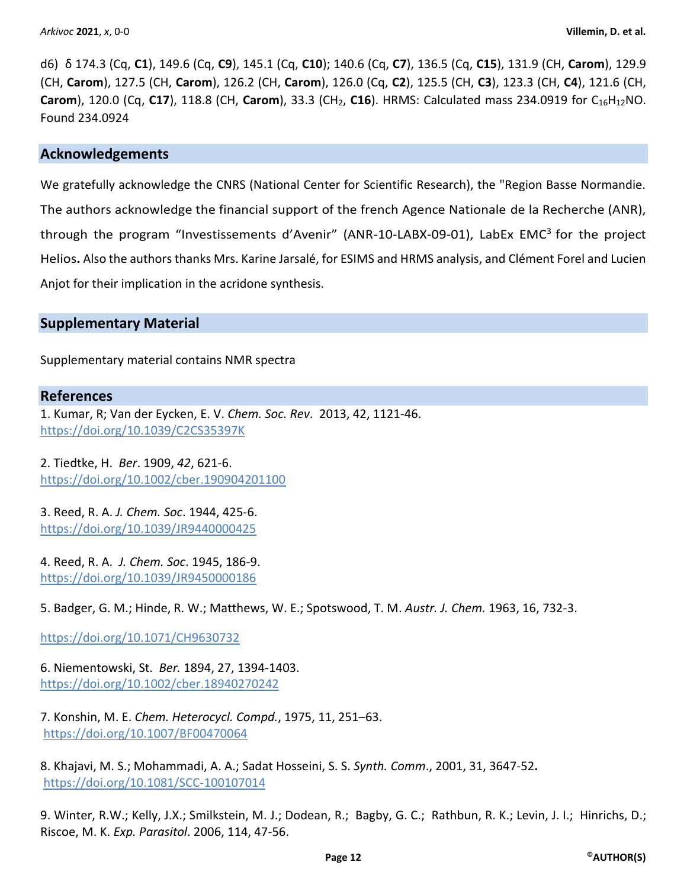d6) δ 174.3 (Cq, **C1**), 149.6 (Cq, **C9**), 145.1 (Cq, **C10**); 140.6 (Cq, **C7**), 136.5 (Cq, **C15**), 131.9 (CH, **Carom**), 129.9 (CH, **Carom**), 127.5 (CH, **Carom**), 126.2 (CH, **Carom**), 126.0 (Cq, **C2**), 125.5 (CH, **C3**), 123.3 (CH, **C4**), 121.6 (CH, **Carom**), 120.0 (Cq, **C17**), 118.8 (CH, **Carom**), 33.3 ($CH_2$, **C16**). HRMS: Calculated mass 234.0919 for $C_{16}H_{12}NO$. Found 234.0924

## Acknowledgements

We gratefully acknowledge the CNRS (National Center for Scientific Research), the "Region Basse Normandie. The authors acknowledge the financial support of the french Agence Nationale de la Recherche (ANR), through the program "Investissements d'Avenir" (ANR-10-LABX-09-01), LabEx EMC[3] for the project Helios**.** Also the authors thanks Mrs. Karine Jarsalé, for ESIMS and HRMS analysis, and Clément Forel and Lucien Anjot for their implication in the acridone synthesis.

## Supplementary Material

Supplementary material contains NMR spectra

## References

1. Kumar, R; Van der Eycken, E. V. *Chem. Soc. Rev*. 2013, 42, 1121-46.
https://doi.org/10.1039/C2CS35397K

2. Tiedtke, H. *Ber*. 1909, *42*, 621-6.
https://doi.org/10.1002/cber.190904201100

3. Reed, R. A. *J. Chem. Soc*. 1944, 425-6.
https://doi.org/10.1039/JR9440000425

4. Reed, R. A. *J. Chem. Soc*. 1945, 186-9.
https://doi.org/10.1039/JR9450000186

5. Badger, G. M.; Hinde, R. W.; Matthews, W. E.; Spotswood, T. M. *Austr. J. Chem.* 1963, 16, 732-3.
https://doi.org/10.1071/CH9630732

6. Niementowski, St. *Ber.* 1894, 27, 1394-1403.
https://doi.org/10.1002/cber.18940270242

7. Konshin, M. E. *Chem. Heterocycl. Compd.*, 1975, 11, 251–63.
https://doi.org/10.1007/BF00470064

8. Khajavi, M. S.; Mohammadi, A. A.; Sadat Hosseini, S. S. *Synth. Comm*., 2001, 31, 3647-52**.**
https://doi.org/10.1081/SCC-100107014

9. Winter, R.W.; Kelly, J.X.; Smilkstein, M. J.; Dodean, R.; Bagby, G. C.; Rathbun, R. K.; Levin, J. I.; Hinrichs, D.; Riscoe, M. K. *Exp. Parasitol*. 2006, 114, 47-56.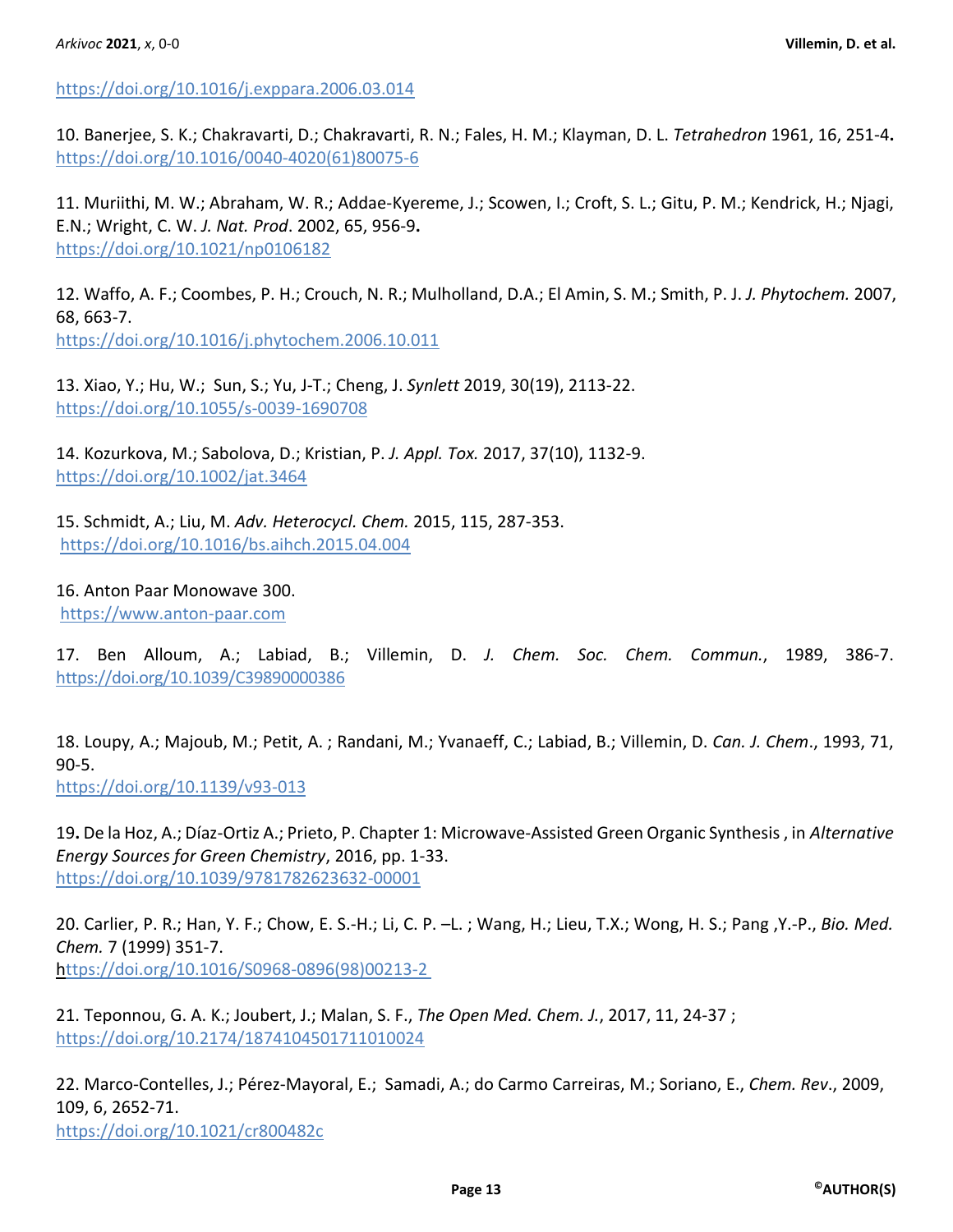https://doi.org/10.1016/j.exppara.2006.03.014

10. Banerjee, S. K.; Chakravarti, D.; Chakravarti, R. N.; Fales, H. M.; Klayman, D. L. *Tetrahedron* 1961, 16, 251-4. https://doi.org/10.1016/0040-4020(61)80075-6

11. Muriithi, M. W.; Abraham, W. R.; Addae-Kyereme, J.; Scowen, I.; Croft, S. L.; Gitu, P. M.; Kendrick, H.; Njagi, E.N.; Wright, C. W. *J. Nat. Prod*. 2002, 65, 956-9. https://doi.org/10.1021/np0106182

12. Waffo, A. F.; Coombes, P. H.; Crouch, N. R.; Mulholland, D.A.; El Amin, S. M.; Smith, P. J. *J. Phytochem.* 2007, 68, 663-7. https://doi.org/10.1016/j.phytochem.2006.10.011

13. Xiao, Y.; Hu, W.; Sun, S.; Yu, J-T.; Cheng, J. *Synlett* 2019, 30(19), 2113-22. https://doi.org/10.1055/s-0039-1690708

14. Kozurkova, M.; Sabolova, D.; Kristian, P. *J. Appl. Tox.* 2017, 37(10), 1132-9. https://doi.org/10.1002/jat.3464

15. Schmidt, A.; Liu, M. *Adv. Heterocycl. Chem.* 2015, 115, 287-353. https://doi.org/10.1016/bs.aihch.2015.04.004

16. Anton Paar Monowave 300. https://www.anton-paar.com

17. Ben Alloum, A.; Labiad, B.; Villemin, D. *J. Chem. Soc. Chem. Commun.*, 1989, 386-7. https://doi.org/10.1039/C39890000386

18. Loupy, A.; Majoub, M.; Petit, A. ; Randani, M.; Yvanaeff, C.; Labiad, B.; Villemin, D. *Can. J. Chem*., 1993, 71, 90-5. https://doi.org/10.1139/v93-013

19. De la Hoz, A.; Díaz-Ortiz A.; Prieto, P. Chapter 1: Microwave-Assisted Green Organic Synthesis , in *Alternative Energy Sources for Green Chemistry*, 2016, pp. 1-33. https://doi.org/10.1039/9781782623632-00001

20. Carlier, P. R.; Han, Y. F.; Chow, E. S.-H.; Li, C. P. –L. ; Wang, H.; Lieu, T.X.; Wong, H. S.; Pang ,Y.-P., *Bio. Med. Chem.* 7 (1999) 351-7. https://doi.org/10.1016/S0968-0896(98)00213-2

21. Teponnou, G. A. K.; Joubert, J.; Malan, S. F., *The Open Med. Chem. J.*, 2017, 11, 24-37 ; https://doi.org/10.2174/1874104501711010024

22. Marco-Contelles, J.; Pérez-Mayoral, E.; Samadi, A.; do Carmo Carreiras, M.; Soriano, E., *Chem. Rev*., 2009, 109, 6, 2652-71. https://doi.org/10.1021/cr800482c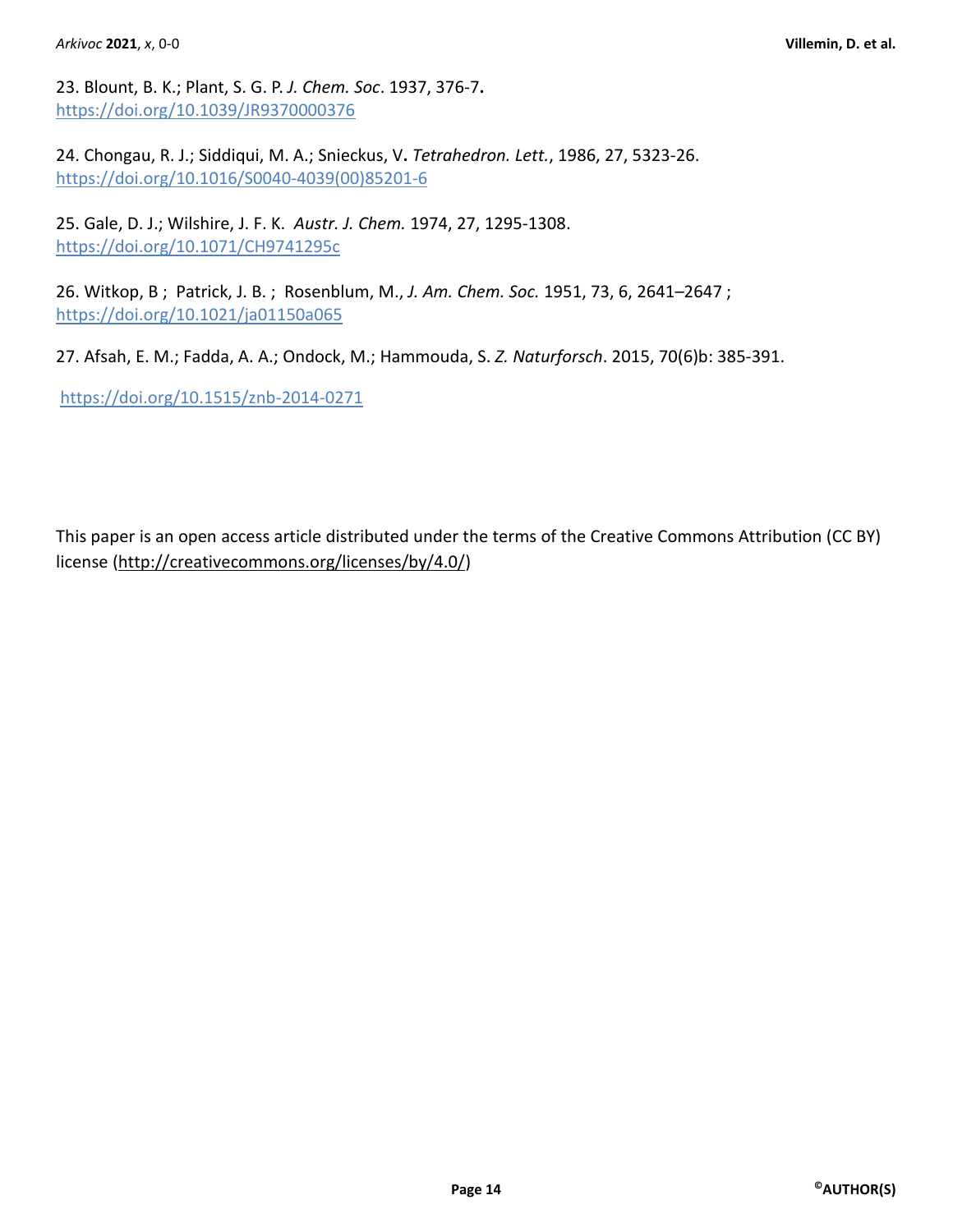23. Blount, B. K.; Plant, S. G. P. *J. Chem. Soc*. 1937, 376-7**.**
https://doi.org/10.1039/JR9370000376

24. Chongau, R. J.; Siddiqui, M. A.; Snieckus, V**.** *Tetrahedron. Lett.*, 1986, 27, 5323-26.
https://doi.org/10.1016/S0040-4039(00)85201-6

25. Gale, D. J.; Wilshire, J. F. K. *Austr. J. Chem.* 1974, 27, 1295-1308.
https://doi.org/10.1071/CH9741295c

26. Witkop, B ; Patrick, J. B. ; Rosenblum, M., *J. Am. Chem. Soc.* 1951, 73, 6, 2641–2647 ;
https://doi.org/10.1021/ja01150a065

27. Afsah, E. M.; Fadda, A. A.; Ondock, M.; Hammouda, S. *Z. Naturforsch*. 2015, 70(6)b: 385-391.

https://doi.org/10.1515/znb-2014-0271

This paper is an open access article distributed under the terms of the Creative Commons Attribution (CC BY) license (http://creativecommons.org/licenses/by/4.0/)